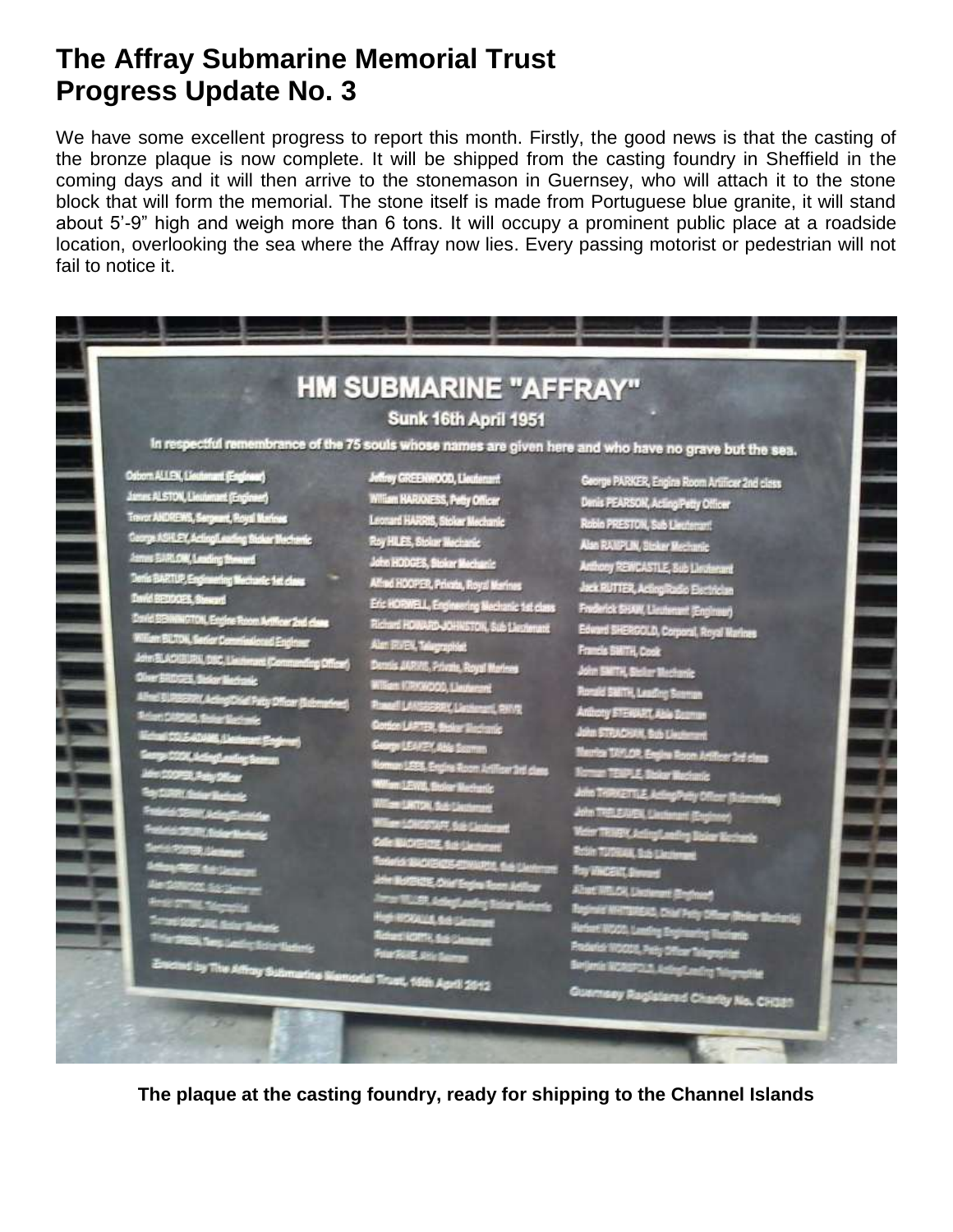# The Affray Submarine Memorial Trust Progress Update No. 3

We have some excellent progress to report this month. Firstly, the good news is that the casting of the bronze plaque is now complete. It will be shipped from the casting foundry in Sheffield in the coming days and it will then arrive to the stonemason in Guernsey, who will attach it to the stone block that will form the memorial. The stone itself is made from Portuguese blue granite, it will stand about 5'-9" high and weigh more than 6 tons. It will occupy a prominent public place at a roadside location, overlooking the sea where the Affray now lies. Every passing motorist or pedestrian will not fail to notice it.

**The plaque at the casting foundry, ready for shipping to the Channel Islands**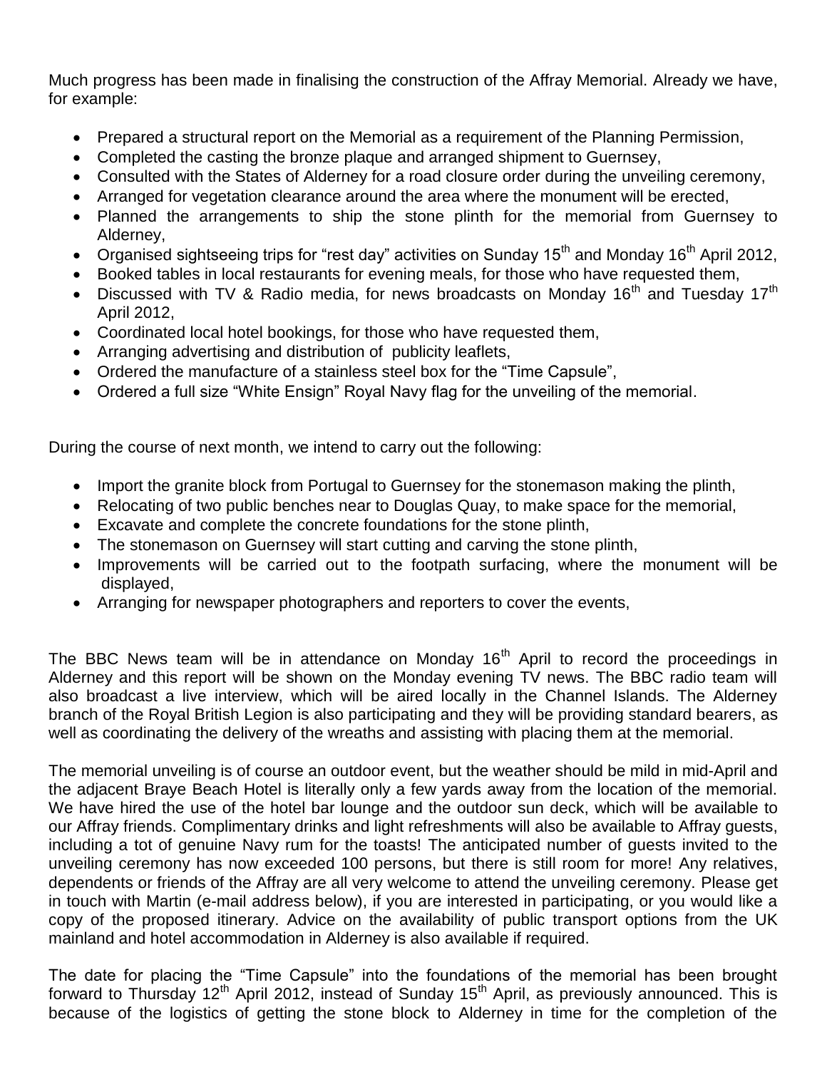Much progress has been made in finalising the construction of the Affray Memorial. Already we have, for example:

- Prepared a structural report on the Memorial as a requirement of the Planning Permission,
- Completed the casting the bronze plaque and arranged shipment to Guernsey,
- Consulted with the States of Alderney for a road closure order during the unveiling ceremony,
- Arranged for vegetation clearance around the area where the monument will be erected,
- Planned the arrangements to ship the stone plinth for the memorial from Guernsey to Alderney,
- Organised sightseeing trips for "rest day" activities on Sunday 15th and Monday 16th April 2012,
- Booked tables in local restaurants for evening meals, for those who have requested them,
- Discussed with TV & Radio media, for news broadcasts on Monday 16th and Tuesday 17th April 2012,
- Coordinated local hotel bookings, for those who have requested them,
- Arranging advertising and distribution of publicity leaflets,
- Ordered the manufacture of a stainless steel box for the "Time Capsule",
- Ordered a full size "White Ensign" Royal Navy flag for the unveiling of the memorial.

During the course of next month, we intend to carry out the following:

- Import the granite block from Portugal to Guernsey for the stonemason making the plinth,
- Relocating of two public benches near to Douglas Quay, to make space for the memorial,
- Excavate and complete the concrete foundations for the stone plinth,
- The stonemason on Guernsey will start cutting and carving the stone plinth,
- Improvements will be carried out to the footpath surfacing, where the monument will be displayed,
- Arranging for newspaper photographers and reporters to cover the events,

The BBC News team will be in attendance on Monday 16th April to record the proceedings in Alderney and this report will be shown on the Monday evening TV news. The BBC radio team will also broadcast a live interview, which will be aired locally in the Channel Islands. The Alderney branch of the Royal British Legion is also participating and they will be providing standard bearers, as well as coordinating the delivery of the wreaths and assisting with placing them at the memorial.

The memorial unveiling is of course an outdoor event, but the weather should be mild in mid-April and the adjacent Braye Beach Hotel is literally only a few yards away from the location of the memorial. We have hired the use of the hotel bar lounge and the outdoor sun deck, which will be available to our Affray friends. Complimentary drinks and light refreshments will also be available to Affray guests, including a tot of genuine Navy rum for the toasts! The anticipated number of guests invited to the unveiling ceremony has now exceeded 100 persons, but there is still room for more! Any relatives, dependents or friends of the Affray are all very welcome to attend the unveiling ceremony. Please get in touch with Martin (e-mail address below), if you are interested in participating, or you would like a copy of the proposed itinerary. Advice on the availability of public transport options from the UK mainland and hotel accommodation in Alderney is also available if required.

The date for placing the "Time Capsule" into the foundations of the memorial has been brought forward to Thursday 12th April 2012, instead of Sunday 15th April, as previously announced. This is because of the logistics of getting the stone block to Alderney in time for the completion of the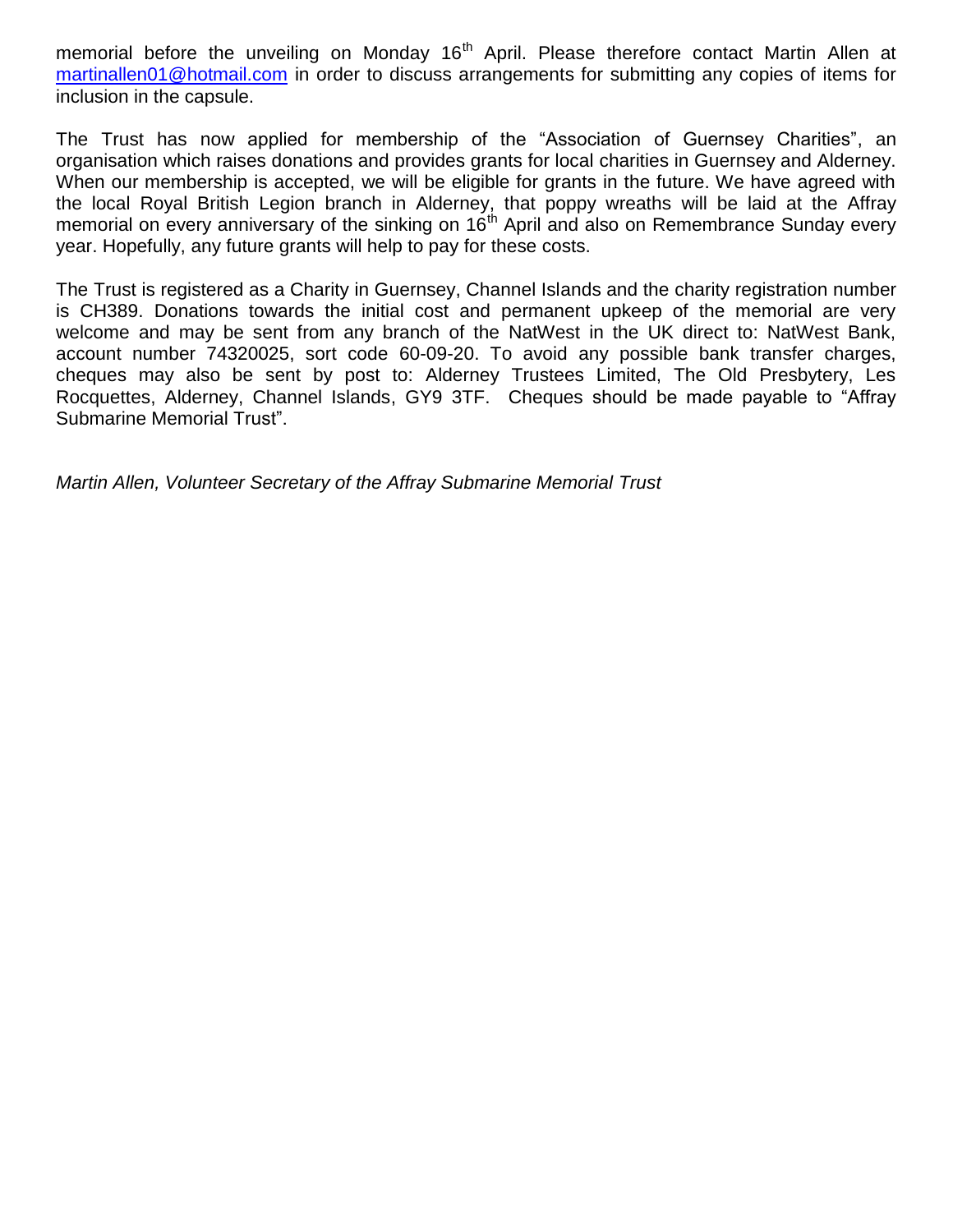memorial before the unveiling on Monday 16th April. Please therefore contact Martin Allen at martinallen01@hotmail.com in order to discuss arrangements for submitting any copies of items for inclusion in the capsule.

The Trust has now applied for membership of the "Association of Guernsey Charities", an organisation which raises donations and provides grants for local charities in Guernsey and Alderney. When our membership is accepted, we will be eligible for grants in the future. We have agreed with the local Royal British Legion branch in Alderney, that poppy wreaths will be laid at the Affray memorial on every anniversary of the sinking on 16th April and also on Remembrance Sunday every year. Hopefully, any future grants will help to pay for these costs.

The Trust is registered as a Charity in Guernsey, Channel Islands and the charity registration number is CH389. Donations towards the initial cost and permanent upkeep of the memorial are very welcome and may be sent from any branch of the NatWest in the UK direct to: NatWest Bank, account number 74320025, sort code 60-09-20. To avoid any possible bank transfer charges, cheques may also be sent by post to: Alderney Trustees Limited, The Old Presbytery, Les Rocquettes, Alderney, Channel Islands, GY9 3TF. Cheques should be made payable to "Affray Submarine Memorial Trust".

*Martin Allen, Volunteer Secretary of the Affray Submarine Memorial Trust*